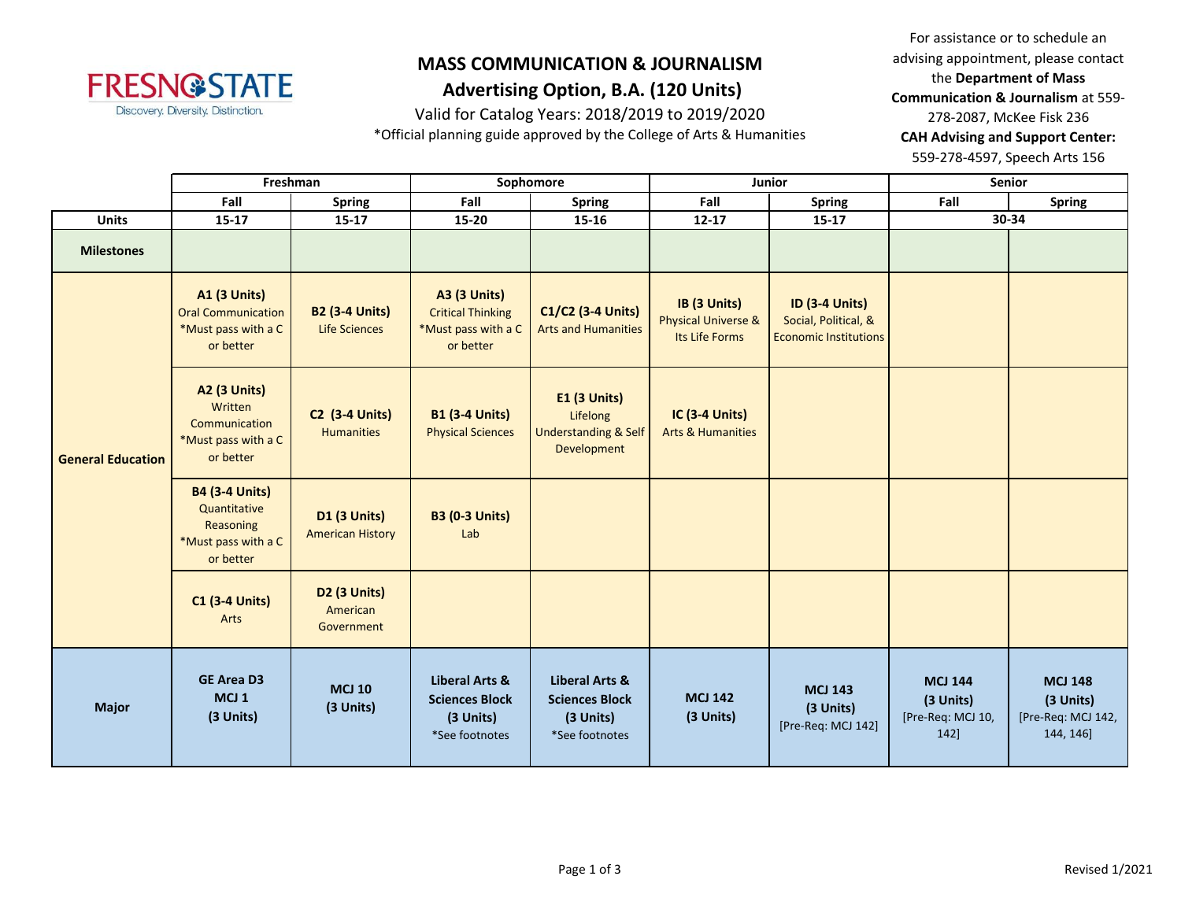# MASS COMMUNICATION & JOURNALISM

## Advertising Option, B.A. (120 Units)

Valid for Catalog Years: 2018/2019 to 2019/2020

*Official planning guide approved by the College of Arts & Humanities

For assistance or to schedule an advising appointment, please contact the **Department of Mass Communication & Journalism** at 559-278-2087, McKee Fisk 236

**CAH Advising and Support Center:** 559-278-4597, Speech Arts 156

| | Freshman | | Sophomore | | Junior | | Senior | |
|---|---|---|---|---|---|---|---|---|
| | Fall | Spring | Fall | Spring | Fall | Spring | Fall | Spring |
| **Units** | 15-17 | 15-17 | 15-20 | 15-16 | 12-17 | 15-17 | 30-34 | |
| **Milestones** | | | | | | | | |
| **General Education** | **A1 (3 Units)** Oral Communication *Must pass with a C or better | **B2 (3-4 Units)** Life Sciences | **A3 (3 Units)** Critical Thinking *Must pass with a C or better | **C1/C2 (3-4 Units)** Arts and Humanities | **IB (3 Units)** Physical Universe & Its Life Forms | **ID (3-4 Units)** Social, Political, & Economic Institutions | | |
| | **A2 (3 Units)** Written Communication *Must pass with a C or better | **C2 (3-4 Units)** Humanities | **B1 (3-4 Units)** Physical Sciences | **E1 (3 Units)** Lifelong Understanding & Self Development | **IC (3-4 Units)** Arts & Humanities | | | |
| | **B4 (3-4 Units)** Quantitative Reasoning *Must pass with a C or better | **D1 (3 Units)** American History | **B3 (0-3 Units)** Lab | | | | | |
| | **C1 (3-4 Units)** Arts | **D2 (3 Units)** American Government | | | | | | |
| **Major** | **GE Area D3 MCJ 1 (3 Units)** | **MCJ 10 (3 Units)** | **Liberal Arts & Sciences Block (3 Units)** *See footnotes | **Liberal Arts & Sciences Block (3 Units)** *See footnotes | **MCJ 142 (3 Units)** | **MCJ 143 (3 Units)** [Pre-Req: MCJ 142] | **MCJ 144 (3 Units)** [Pre-Req: MCJ 10, 142] | **MCJ 148 (3 Units)** [Pre-Req: MCJ 142, 144, 146] |

Revised 1/2021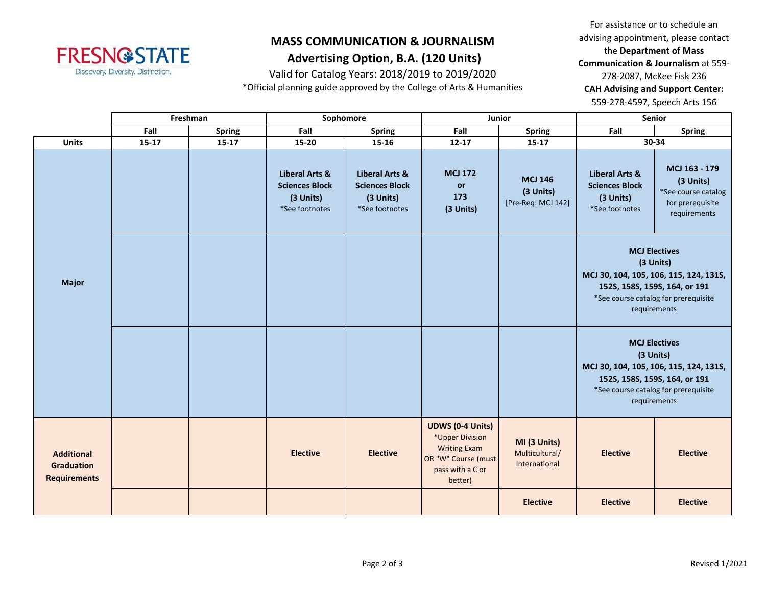# MASS COMMUNICATION & JOURNALISM

## Advertising Option, B.A. (120 Units)

Valid for Catalog Years: 2018/2019 to 2019/2020

*Official planning guide approved by the College of Arts & Humanities

For assistance or to schedule an advising appointment, please contact the **Department of Mass Communication & Journalism** at 559-278-2087, McKee Fisk 236

**CAH Advising and Support Center:** 559-278-4597, Speech Arts 156

| | Freshman | | Sophomore | | Junior | | Senior | |
|---|---|---|---|---|---|---|---|---|
| | Fall | Spring | Fall | Spring | Fall | Spring | Fall | Spring |
| **Units** | 15-17 | 15-17 | 15-20 | 15-16 | 12-17 | 15-17 | 30-34 | |
| **Major** | | | **Liberal Arts & Sciences Block (3 Units)** *See footnotes | **Liberal Arts & Sciences Block (3 Units)** *See footnotes | **MCJ 172 or 173 (3 Units)** | **MCJ 146 (3 Units)** [Pre-Req: MCJ 142] | **Liberal Arts & Sciences Block (3 Units)** *See footnotes | **MCJ 163 - 179 (3 Units)** *See course catalog for prerequisite requirements |
| | | | | | | | **MCJ Electives (3 Units) MCJ 30, 104, 105, 106, 115, 124, 131S, 152S, 158S, 159S, 164, or 191** *See course catalog for prerequisite requirements | |
| | | | | | | | **MCJ Electives (3 Units) MCJ 30, 104, 105, 106, 115, 124, 131S, 152S, 158S, 159S, 164, or 191** *See course catalog for prerequisite requirements | |
| **Additional Graduation Requirements** | | | **Elective** | **Elective** | **UDWS (0-4 Units)** *Upper Division Writing Exam OR "W" Course (must pass with a C or better) | **MI (3 Units)** Multicultural/ International | **Elective** | **Elective** |
| | | | | | | **Elective** | **Elective** | **Elective** |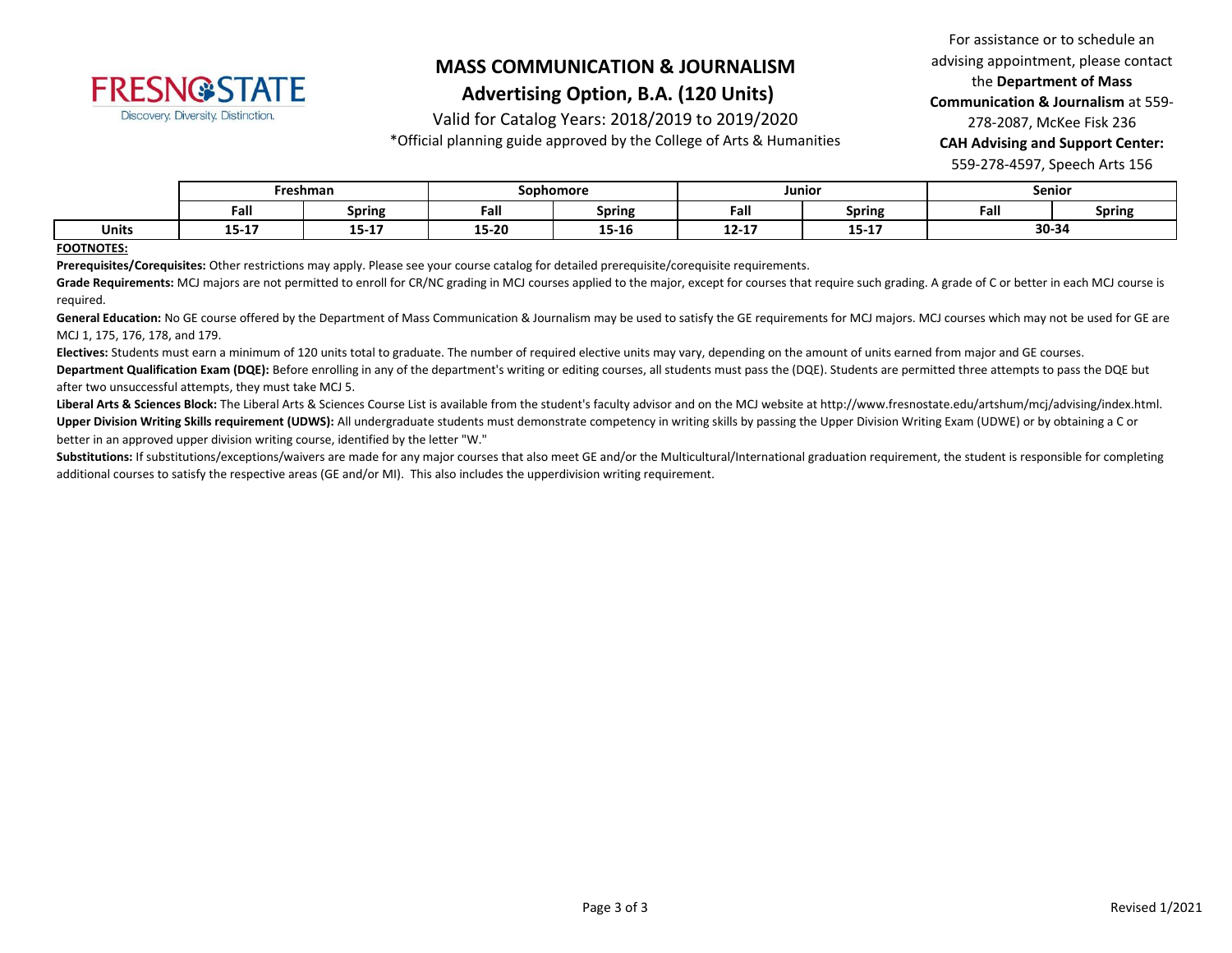# MASS COMMUNICATION & JOURNALISM

## Advertising Option, B.A. (120 Units)

Valid for Catalog Years: 2018/2019 to 2019/2020

*Official planning guide approved by the College of Arts & Humanities

For assistance or to schedule an advising appointment, please contact the **Department of Mass Communication & Journalism** at 559-278-2087, McKee Fisk 236

**CAH Advising and Support Center:** 559-278-4597, Speech Arts 156

| | Freshman | | Sophomore | | Junior | | Senior | |
|---|---|---|---|---|---|---|---|---|
| | **Fall** | **Spring** | **Fall** | **Spring** | **Fall** | **Spring** | **Fall** | **Spring** |
| **Units** | **15-17** | **15-17** | **15-20** | **15-16** | **12-17** | **15-17** | **30-34** | |

**FOOTNOTES:**

**Prerequisites/Corequisites:** Other restrictions may apply. Please see your course catalog for detailed prerequisite/corequisite requirements.

**Grade Requirements:** MCJ majors are not permitted to enroll for CR/NC grading in MCJ courses applied to the major, except for courses that require such grading. A grade of C or better in each MCJ course is required.

**General Education:** No GE course offered by the Department of Mass Communication & Journalism may be used to satisfy the GE requirements for MCJ majors. MCJ courses which may not be used for GE are MCJ 1, 175, 176, 178, and 179.

**Electives:** Students must earn a minimum of 120 units total to graduate. The number of required elective units may vary, depending on the amount of units earned from major and GE courses.

**Department Qualification Exam (DQE):** Before enrolling in any of the department's writing or editing courses, all students must pass the (DQE). Students are permitted three attempts to pass the DQE but after two unsuccessful attempts, they must take MCJ 5.

**Liberal Arts & Sciences Block:** The Liberal Arts & Sciences Course List is available from the student's faculty advisor and on the MCJ website at http://www.fresnostate.edu/artshum/mcj/advising/index.html.

**Upper Division Writing Skills requirement (UDWS):** All undergraduate students must demonstrate competency in writing skills by passing the Upper Division Writing Exam (UDWE) or by obtaining a C or better in an approved upper division writing course, identified by the letter "W."

**Substitutions:** If substitutions/exceptions/waivers are made for any major courses that also meet GE and/or the Multicultural/International graduation requirement, the student is responsible for completing additional courses to satisfy the respective areas (GE and/or MI). This also includes the upperdivision writing requirement.

Revised 1/2021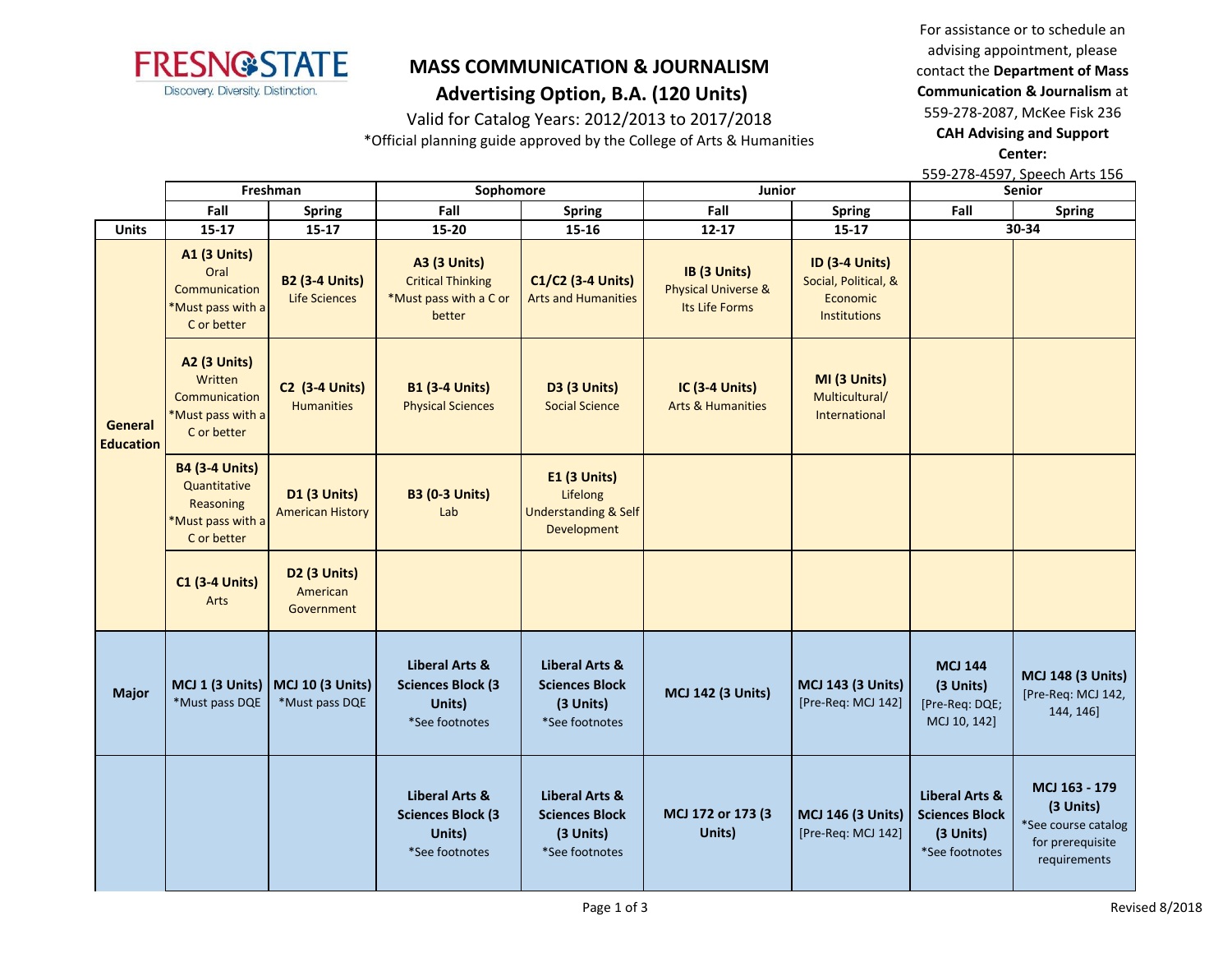# MASS COMMUNICATION & JOURNALISM

## Advertising Option, B.A. (120 Units)

Valid for Catalog Years: 2012/2013 to 2017/2018

*Official planning guide approved by the College of Arts & Humanities

For assistance or to schedule an advising appointment, please contact the **Department of Mass Communication & Journalism** at 559-278-2087, McKee Fisk 236

**CAH Advising and Support Center:**
559-278-4597, Speech Arts 156

| | Freshman | | Sophomore | | Junior | | Senior | |
|---|---|---|---|---|---|---|---|---|
| | **Fall** | **Spring** | **Fall** | **Spring** | **Fall** | **Spring** | **Fall** | **Spring** |
| **Units** | **15-17** | **15-17** | **15-20** | **15-16** | **12-17** | **15-17** | **30-34** | |
| **General Education** | **A1 (3 Units)** Oral Communication *Must pass with a C or better | **B2 (3-4 Units)** Life Sciences | **A3 (3 Units)** Critical Thinking *Must pass with a C or better | **C1/C2 (3-4 Units)** Arts and Humanities | **IB (3 Units)** Physical Universe & Its Life Forms | **ID (3-4 Units)** Social, Political, & Economic Institutions | | |
| | **A2 (3 Units)** Written Communication *Must pass with a C or better | **C2 (3-4 Units)** Humanities | **B1 (3-4 Units)** Physical Sciences | **D3 (3 Units)** Social Science | **IC (3-4 Units)** Arts & Humanities | **MI (3 Units)** Multicultural/ International | | |
| | **B4 (3-4 Units)** Quantitative Reasoning *Must pass with a C or better | **D1 (3 Units)** American History | **B3 (0-3 Units)** Lab | **E1 (3 Units)** Lifelong Understanding & Self Development | | | | |
| | **C1 (3-4 Units)** Arts | **D2 (3 Units)** American Government | | | | | | |
| **Major** | **MCJ 1 (3 Units)** *Must pass DQE | **MCJ 10 (3 Units)** *Must pass DQE | **Liberal Arts & Sciences Block (3 Units)** *See footnotes | **Liberal Arts & Sciences Block (3 Units)** *See footnotes | **MCJ 142 (3 Units)** | **MCJ 143 (3 Units)** [Pre-Req: MCJ 142] | **MCJ 144 (3 Units)** [Pre-Req: DQE; MCJ 10, 142] | **MCJ 148 (3 Units)** [Pre-Req: MCJ 142, 144, 146] |
| | | | **Liberal Arts & Sciences Block (3 Units)** *See footnotes | **Liberal Arts & Sciences Block (3 Units)** *See footnotes | **MCJ 172 or 173 (3 Units)** | **MCJ 146 (3 Units)** [Pre-Req: MCJ 142] | **Liberal Arts & Sciences Block (3 Units)** *See footnotes | **MCJ 163 - 179 (3 Units)** *See course catalog for prerequisite requirements |

Revised 8/2018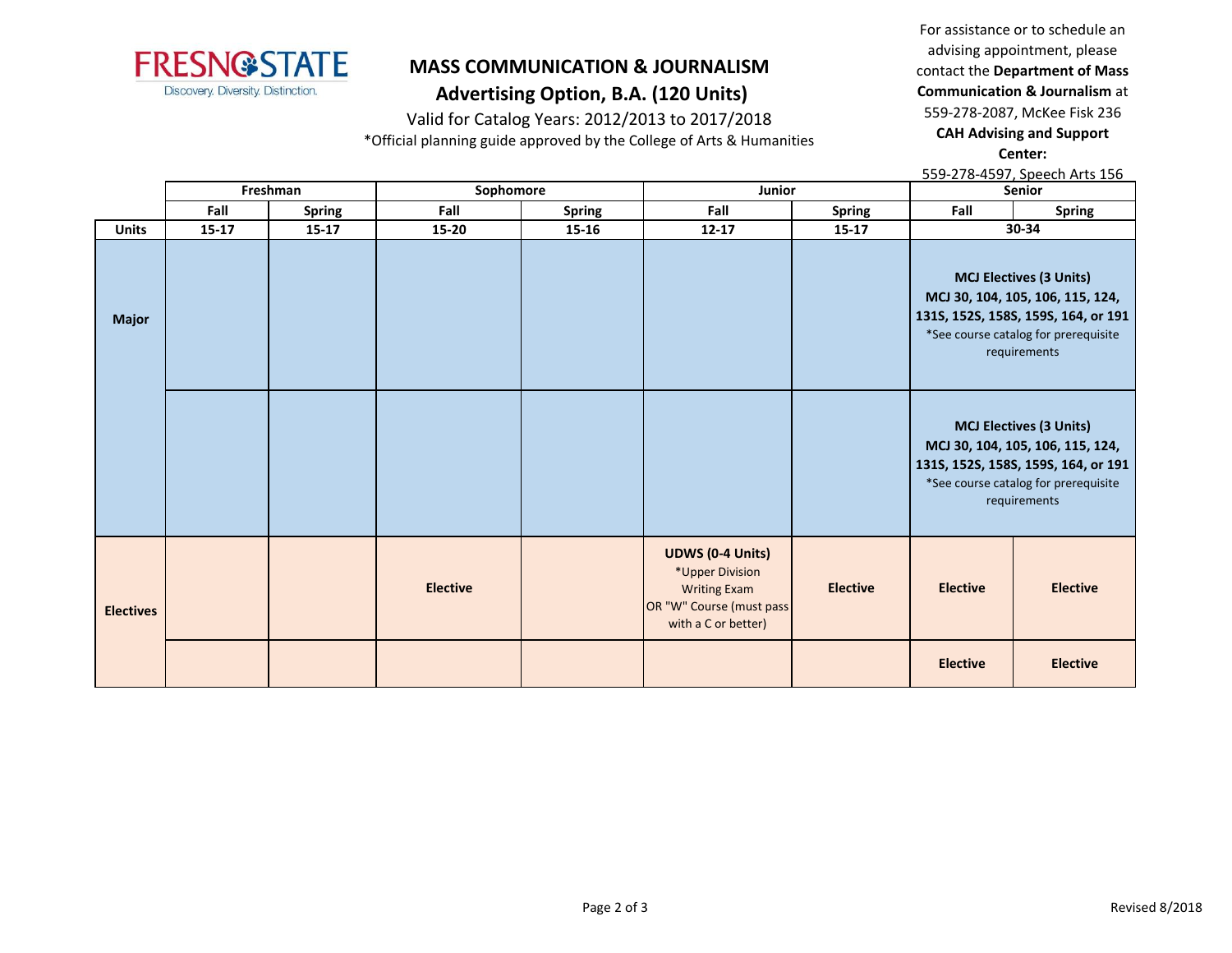# MASS COMMUNICATION & JOURNALISM

## Advertising Option, B.A. (120 Units)

Valid for Catalog Years: 2012/2013 to 2017/2018

*Official planning guide approved by the College of Arts & Humanities

For assistance or to schedule an advising appointment, please contact the **Department of Mass Communication & Journalism** at 559-278-2087, McKee Fisk 236

**CAH Advising and Support Center:**
559-278-4597, Speech Arts 156

| | Freshman | | Sophomore | | Junior | | Senior | |
|---|---|---|---|---|---|---|---|---|
| | Fall | Spring | Fall | Spring | Fall | Spring | Fall | Spring |
| **Units** | 15-17 | 15-17 | 15-20 | 15-16 | 12-17 | 15-17 | 30-34 | |
| **Major** | | | | | | | **MCJ Electives (3 Units)** **MCJ 30, 104, 105, 106, 115, 124, 131S, 152S, 158S, 159S, 164, or 191** *See course catalog for prerequisite requirements | |
| | | | | | | | **MCJ Electives (3 Units)** **MCJ 30, 104, 105, 106, 115, 124, 131S, 152S, 158S, 159S, 164, or 191** *See course catalog for prerequisite requirements | |
| **Electives** | | | **Elective** | | **UDWS (0-4 Units)** *Upper Division Writing Exam OR "W" Course (must pass with a C or better) | **Elective** | **Elective** | **Elective** |
| | | | | | | | **Elective** | **Elective** |

Revised 8/2018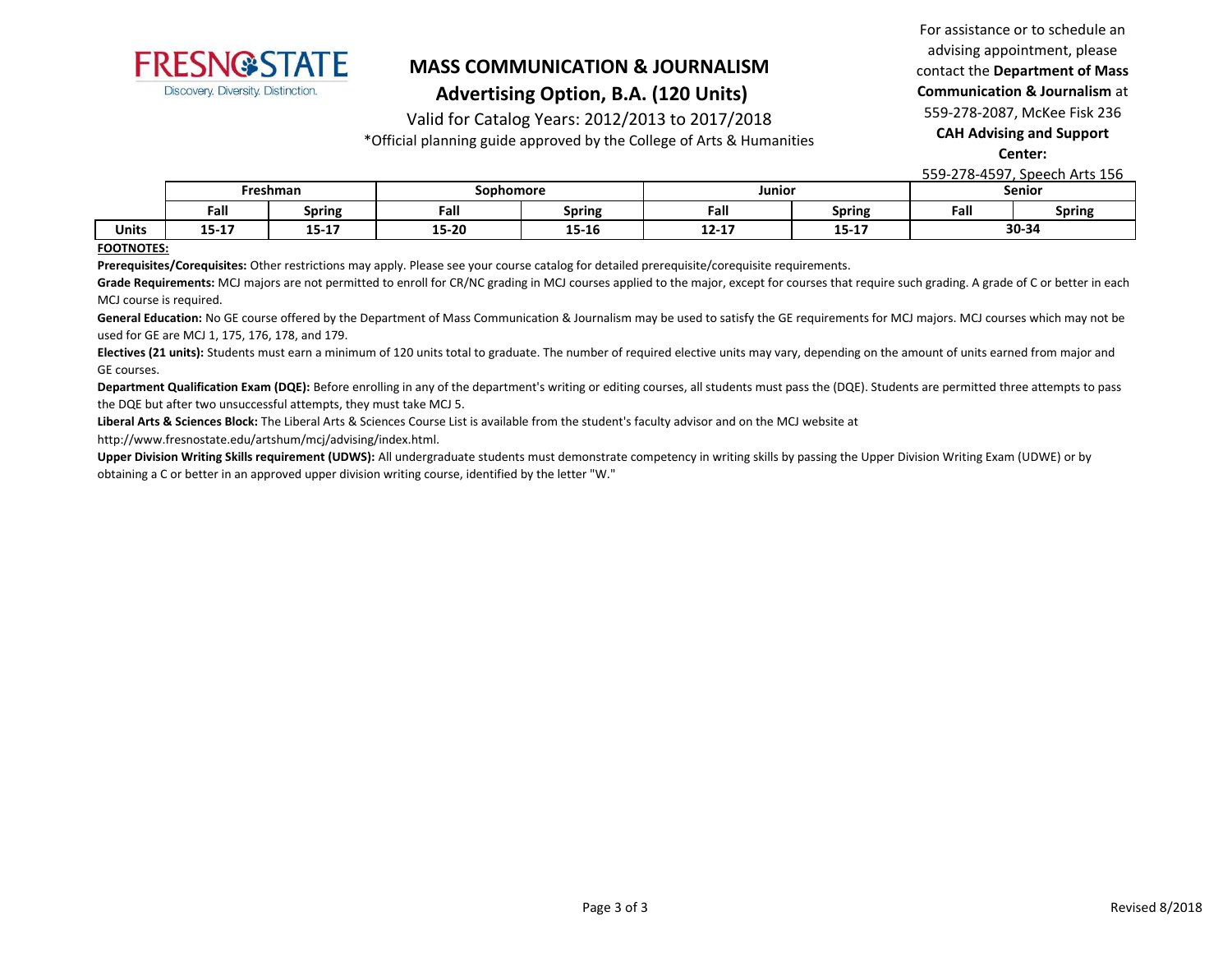FRESNO STATE
Discovery. Diversity. Distinction.

# MASS COMMUNICATION & JOURNALISM
## Advertising Option, B.A. (120 Units)

Valid for Catalog Years: 2012/2013 to 2017/2018

*Official planning guide approved by the College of Arts & Humanities

For assistance or to schedule an advising appointment, please contact the **Department of Mass Communication & Journalism** at 559-278-2087, McKee Fisk 236

**CAH Advising and Support Center:**
559-278-4597, Speech Arts 156

| | Freshman | | Sophomore | | Junior | | Senior | |
|---|---|---|---|---|---|---|---|---|
| | Fall | Spring | Fall | Spring | Fall | Spring | Fall | Spring |
| **Units** | 15-17 | 15-17 | 15-20 | 15-16 | 12-17 | 15-17 | 30-34 | |

**FOOTNOTES:**

**Prerequisites/Corequisites:** Other restrictions may apply. Please see your course catalog for detailed prerequisite/corequisite requirements.

**Grade Requirements:** MCJ majors are not permitted to enroll for CR/NC grading in MCJ courses applied to the major, except for courses that require such grading. A grade of C or better in each MCJ course is required.

**General Education:** No GE course offered by the Department of Mass Communication & Journalism may be used to satisfy the GE requirements for MCJ majors. MCJ courses which may not be used for GE are MCJ 1, 175, 176, 178, and 179.

**Electives (21 units):** Students must earn a minimum of 120 units total to graduate. The number of required elective units may vary, depending on the amount of units earned from major and GE courses.

**Department Qualification Exam (DQE):** Before enrolling in any of the department's writing or editing courses, all students must pass the (DQE). Students are permitted three attempts to pass the DQE but after two unsuccessful attempts, they must take MCJ 5.

**Liberal Arts & Sciences Block:** The Liberal Arts & Sciences Course List is available from the student's faculty advisor and on the MCJ website at http://www.fresnostate.edu/artshum/mcj/advising/index.html.

**Upper Division Writing Skills requirement (UDWS):** All undergraduate students must demonstrate competency in writing skills by passing the Upper Division Writing Exam (UDWE) or by obtaining a C or better in an approved upper division writing course, identified by the letter "W."

Revised 8/2018